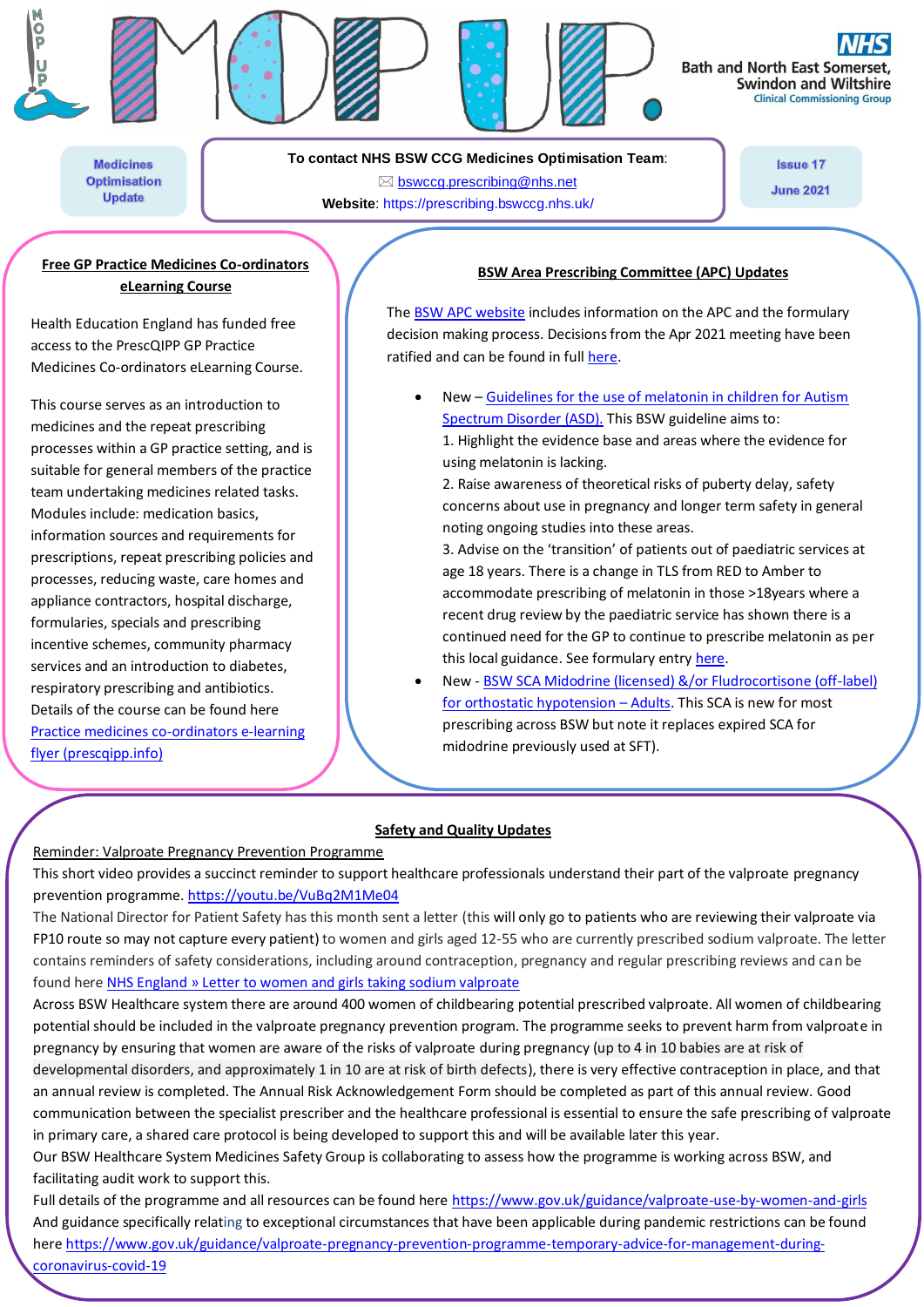# MOP UP.

NHS Bath and North East Somerset, Swindon and Wiltshire Clinical Commissioning Group

**Medicines Optimisation Update**

**To contact NHS BSW CCG Medicines Optimisation Team**:
bswccg.prescribing@nhs.net
**Website**: https://prescribing.bswccg.nhs.uk/

**Issue 17**
**June 2021**

## Free GP Practice Medicines Co-ordinators eLearning Course

Health Education England has funded free access to the PrescQIPP GP Practice Medicines Co-ordinators eLearning Course.

This course serves as an introduction to medicines and the repeat prescribing processes within a GP practice setting, and is suitable for general members of the practice team undertaking medicines related tasks. Modules include: medication basics, information sources and requirements for prescriptions, repeat prescribing policies and processes, reducing waste, care homes and appliance contractors, hospital discharge, formularies, specials and prescribing incentive schemes, community pharmacy services and an introduction to diabetes, respiratory prescribing and antibiotics. Details of the course can be found here [Practice medicines co-ordinators e-learning flyer (prescqipp.info)]

## BSW Area Prescribing Committee (APC) Updates

The [BSW APC website] includes information on the APC and the formulary decision making process. Decisions from the Apr 2021 meeting have been ratified and can be found in full [here].

- New – [Guidelines for the use of melatonin in children for Autism Spectrum Disorder (ASD).] This BSW guideline aims to:
  1. Highlight the evidence base and areas where the evidence for using melatonin is lacking.
  2. Raise awareness of theoretical risks of puberty delay, safety concerns about use in pregnancy and longer term safety in general noting ongoing studies into these areas.
  3. Advise on the 'transition' of patients out of paediatric services at age 18 years. There is a change in TLS from RED to Amber to accommodate prescribing of melatonin in those >18years where a recent drug review by the paediatric service has shown there is a continued need for the GP to continue to prescribe melatonin as per this local guidance. See formulary entry [here].
- New - [BSW SCA Midodrine (licensed) &/or Fludrocortisone (off-label) for orthostatic hypotension – Adults]. This SCA is new for most prescribing across BSW but note it replaces expired SCA for midodrine previously used at SFT).

## Safety and Quality Updates

Reminder: Valproate Pregnancy Prevention Programme

This short video provides a succinct reminder to support healthcare professionals understand their part of the valproate pregnancy prevention programme. https://youtu.be/VuBq2M1Me04

The National Director for Patient Safety has this month sent a letter (this will only go to patients who are reviewing their valproate via FP10 route so may not capture every patient) to women and girls aged 12-55 who are currently prescribed sodium valproate. The letter contains reminders of safety considerations, including around contraception, pregnancy and regular prescribing reviews and can be found here [NHS England » Letter to women and girls taking sodium valproate]

Across BSW Healthcare system there are around 400 women of childbearing potential prescribed valproate. All women of childbearing potential should be included in the valproate pregnancy prevention program. The programme seeks to prevent harm from valproate in pregnancy by ensuring that women are aware of the risks of valproate during pregnancy (up to 4 in 10 babies are at risk of developmental disorders, and approximately 1 in 10 are at risk of birth defects), there is very effective contraception in place, and that an annual review is completed. The Annual Risk Acknowledgement Form should be completed as part of this annual review. Good communication between the specialist prescriber and the healthcare professional is essential to ensure the safe prescribing of valproate in primary care, a shared care protocol is being developed to support this and will be available later this year.

Our BSW Healthcare System Medicines Safety Group is collaborating to assess how the programme is working across BSW, and facilitating audit work to support this.

Full details of the programme and all resources can be found here https://www.gov.uk/guidance/valproate-use-by-women-and-girls

And guidance specifically relating to exceptional circumstances that have been applicable during pandemic restrictions can be found here https://www.gov.uk/guidance/valproate-pregnancy-prevention-programme-temporary-advice-for-management-during-coronavirus-covid-19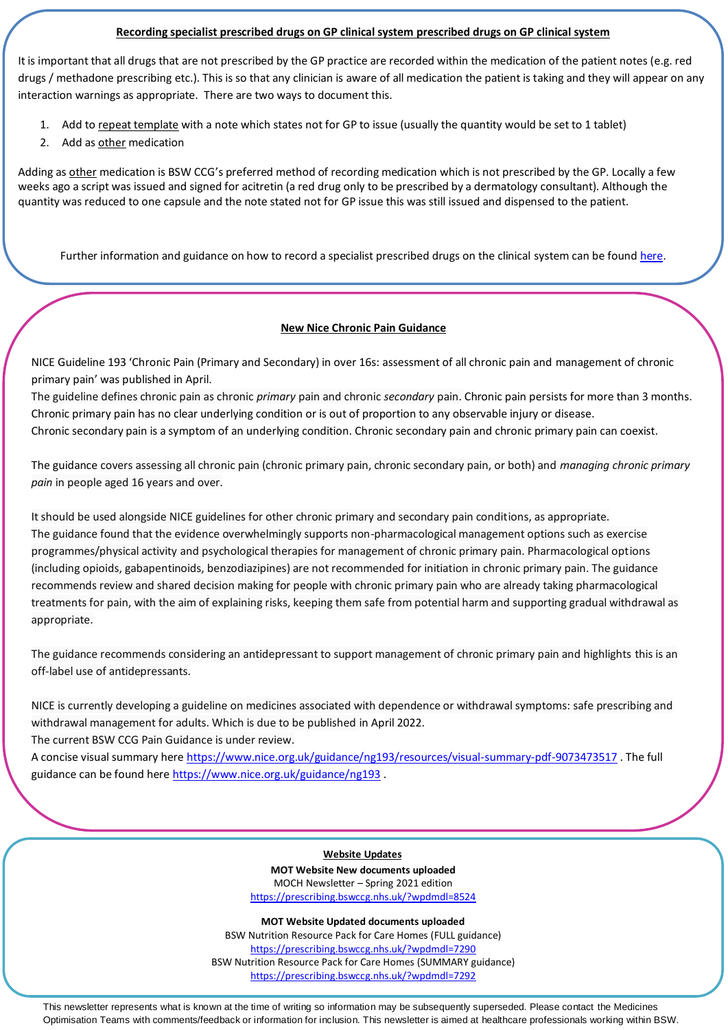## Recording specialist prescribed drugs on GP clinical system prescribed drugs on GP clinical system

It is important that all drugs that are not prescribed by the GP practice are recorded within the medication of the patient notes (e.g. red drugs / methadone prescribing etc.). This is so that any clinician is aware of all medication the patient is taking and they will appear on any interaction warnings as appropriate. There are two ways to document this.

1. Add to repeat template with a note which states not for GP to issue (usually the quantity would be set to 1 tablet)
2. Add as other medication

Adding as other medication is BSW CCG's preferred method of recording medication which is not prescribed by the GP. Locally a few weeks ago a script was issued and signed for acitretin (a red drug only to be prescribed by a dermatology consultant). Although the quantity was reduced to one capsule and the note stated not for GP issue this was still issued and dispensed to the patient.

Further information and guidance on how to record a specialist prescribed drugs on the clinical system can be found here.

## New Nice Chronic Pain Guidance

NICE Guideline 193 'Chronic Pain (Primary and Secondary) in over 16s: assessment of all chronic pain and management of chronic primary pain' was published in April.
The guideline defines chronic pain as chronic *primary* pain and chronic *secondary* pain. Chronic pain persists for more than 3 months. Chronic primary pain has no clear underlying condition or is out of proportion to any observable injury or disease.
Chronic secondary pain is a symptom of an underlying condition. Chronic secondary pain and chronic primary pain can coexist.

The guidance covers assessing all chronic pain (chronic primary pain, chronic secondary pain, or both) and *managing chronic primary pain* in people aged 16 years and over.

It should be used alongside NICE guidelines for other chronic primary and secondary pain conditions, as appropriate.
The guidance found that the evidence overwhelmingly supports non-pharmacological management options such as exercise programmes/physical activity and psychological therapies for management of chronic primary pain. Pharmacological options (including opioids, gabapentinoids, benzodiazipines) are not recommended for initiation in chronic primary pain. The guidance recommends review and shared decision making for people with chronic primary pain who are already taking pharmacological treatments for pain, with the aim of explaining risks, keeping them safe from potential harm and supporting gradual withdrawal as appropriate.

The guidance recommends considering an antidepressant to support management of chronic primary pain and highlights this is an off-label use of antidepressants.

NICE is currently developing a guideline on medicines associated with dependence or withdrawal symptoms: safe prescribing and withdrawal management for adults. Which is due to be published in April 2022.
The current BSW CCG Pain Guidance is under review.
A concise visual summary here https://www.nice.org.uk/guidance/ng193/resources/visual-summary-pdf-9073473517 . The full guidance can be found here https://www.nice.org.uk/guidance/ng193 .

## Website Updates

**MOT Website New documents uploaded**
MOCH Newsletter – Spring 2021 edition
https://prescribing.bswccg.nhs.uk/?wpdmdl=8524

**MOT Website Updated documents uploaded**
BSW Nutrition Resource Pack for Care Homes (FULL guidance)
https://prescribing.bswccg.nhs.uk/?wpdmdl=7290
BSW Nutrition Resource Pack for Care Homes (SUMMARY guidance)
https://prescribing.bswccg.nhs.uk/?wpdmdl=7292

This newsletter represents what is known at the time of writing so information may be subsequently superseded. Please contact the Medicines Optimisation Teams with comments/feedback or information for inclusion. This newsletter is aimed at healthcare professionals working within BSW.